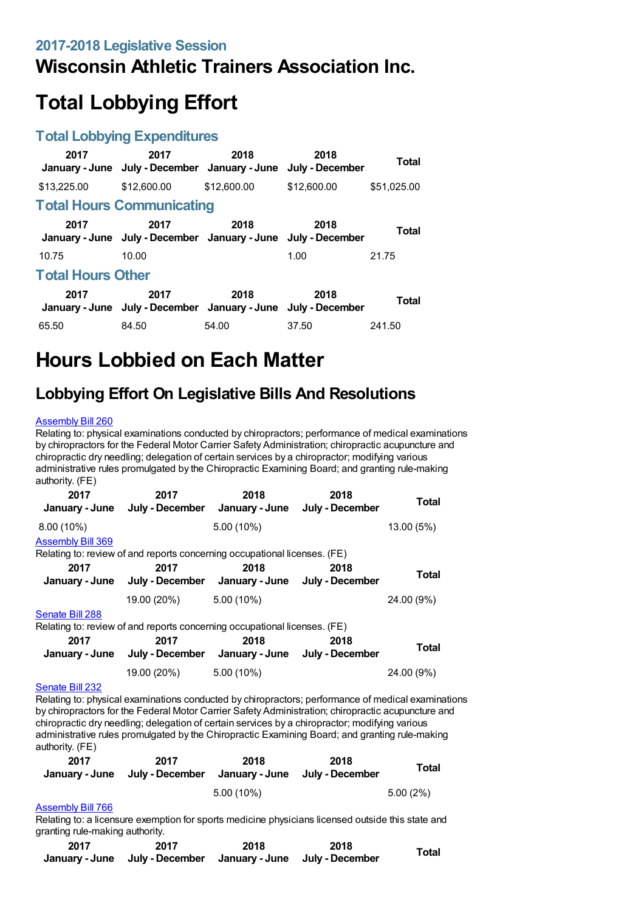### 2017-2018 Legislative Session

# Wisconsin Athletic Trainers Association Inc.

# Total Lobbying Effort

### Total Lobbying Expenditures

| 2017 January - June | 2017 July - December | 2018 January - June | 2018 July - December | Total |
|---|---|---|---|---|
| $13,225.00 | $12,600.00 | $12,600.00 | $12,600.00 | $51,025.00 |

### Total Hours Communicating

| 2017 January - June | 2017 July - December | 2018 January - June | 2018 July - December | Total |
|---|---|---|---|---|
| 10.75 | 10.00 | | 1.00 | 21.75 |

### Total Hours Other

| 2017 January - June | 2017 July - December | 2018 January - June | 2018 July - December | Total |
|---|---|---|---|---|
| 65.50 | 84.50 | 54.00 | 37.50 | 241.50 |

# Hours Lobbied on Each Matter

## Lobbying Effort On Legislative Bills And Resolutions

[Assembly Bill 260](#)

Relating to: physical examinations conducted by chiropractors; performance of medical examinations by chiropractors for the Federal Motor Carrier Safety Administration; chiropractic acupuncture and chiropractic dry needling; delegation of certain services by a chiropractor; modifying various administrative rules promulgated by the Chiropractic Examining Board; and granting rule-making authority. (FE)

| 2017 January - June | 2017 July - December | 2018 January - June | 2018 July - December | Total |
|---|---|---|---|---|
| 8.00 (10%) | | 5.00 (10%) | | 13.00 (5%) |

[Assembly Bill 369](#)

Relating to: review of and reports concerning occupational licenses. (FE)

| 2017 January - June | 2017 July - December | 2018 January - June | 2018 July - December | Total |
|---|---|---|---|---|
| | 19.00 (20%) | 5.00 (10%) | | 24.00 (9%) |

[Senate Bill 288](#)

Relating to: review of and reports concerning occupational licenses. (FE)

| 2017 January - June | 2017 July - December | 2018 January - June | 2018 July - December | Total |
|---|---|---|---|---|
| | 19.00 (20%) | 5.00 (10%) | | 24.00 (9%) |

[Senate Bill 232](#)

Relating to: physical examinations conducted by chiropractors; performance of medical examinations by chiropractors for the Federal Motor Carrier Safety Administration; chiropractic acupuncture and chiropractic dry needling; delegation of certain services by a chiropractor; modifying various administrative rules promulgated by the Chiropractic Examining Board; and granting rule-making authority. (FE)

| 2017 January - June | 2017 July - December | 2018 January - June | 2018 July - December | Total |
|---|---|---|---|---|
| | | 5.00 (10%) | | 5.00 (2%) |

[Assembly Bill 766](#)

Relating to: a licensure exemption for sports medicine physicians licensed outside this state and granting rule-making authority.

| 2017 January - June | 2017 July - December | 2018 January - June | 2018 July - December | Total |
|---|---|---|---|---|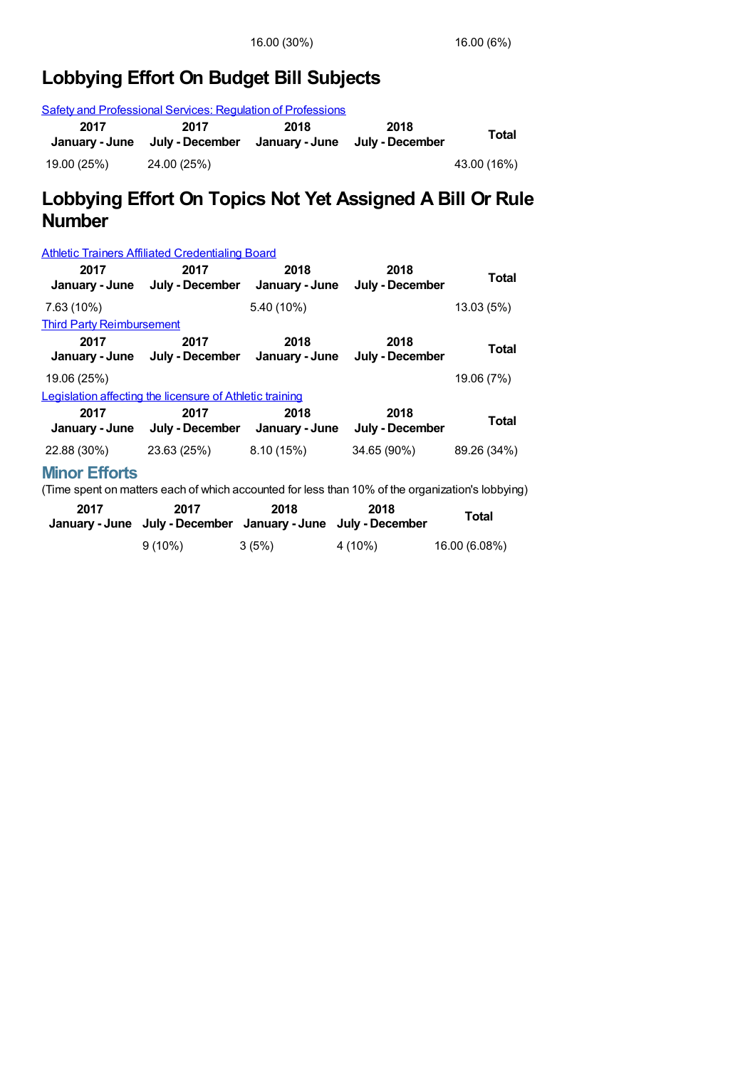| | | | | |
|---|---|---|---|---|
| | | 16.00 (30%) | | 16.00 (6%) |

# Lobbying Effort On Budget Bill Subjects

Safety and Professional Services: Regulation of Professions

| 2017 January - June | 2017 July - December | 2018 January - June | 2018 July - December | Total |
|---|---|---|---|---|
| 19.00 (25%) | 24.00 (25%) | | | 43.00 (16%) |

# Lobbying Effort On Topics Not Yet Assigned A Bill Or Rule Number

Athletic Trainers Affiliated Credentialing Board

| 2017 January - June | 2017 July - December | 2018 January - June | 2018 July - December | Total |
|---|---|---|---|---|
| 7.63 (10%) | | 5.40 (10%) | | 13.03 (5%) |

Third Party Reimbursement

| 2017 January - June | 2017 July - December | 2018 January - June | 2018 July - December | Total |
|---|---|---|---|---|
| 19.06 (25%) | | | | 19.06 (7%) |

Legislation affecting the licensure of Athletic training

| 2017 January - June | 2017 July - December | 2018 January - June | 2018 July - December | Total |
|---|---|---|---|---|
| 22.88 (30%) | 23.63 (25%) | 8.10 (15%) | 34.65 (90%) | 89.26 (34%) |

## Minor Efforts

(Time spent on matters each of which accounted for less than 10% of the organization's lobbying)

| 2017 January - June | 2017 July - December | 2018 January - June | 2018 July - December | Total |
|---|---|---|---|---|
| | 9 (10%) | 3 (5%) | 4 (10%) | 16.00 (6.08%) |